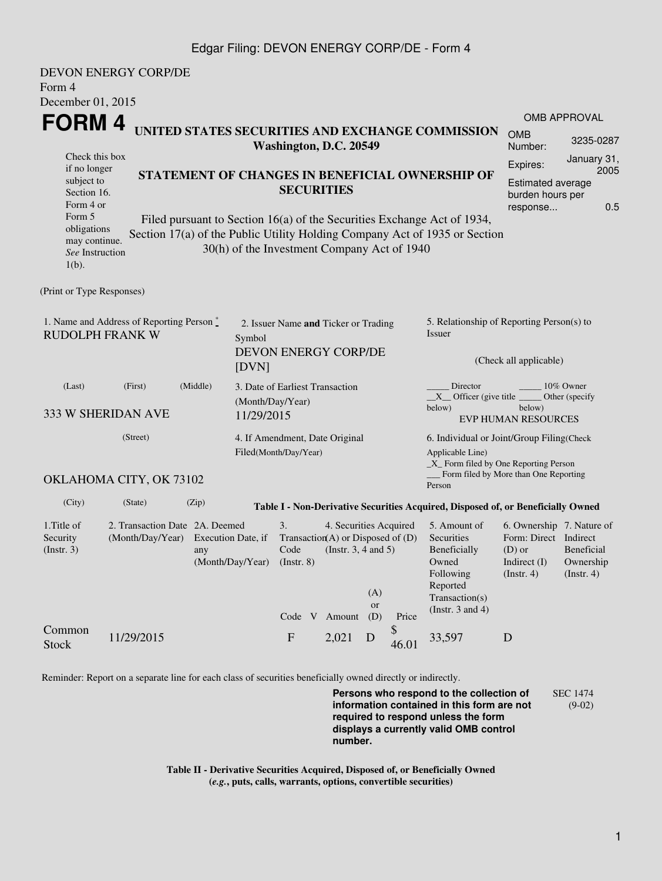DEVON ENERGY CORP/DE
Form 4
December 01, 2015

# FORM 4

**UNITED STATES SECURITIES AND EXCHANGE COMMISSION**
**Washington, D.C. 20549**

Check this box if no longer subject to Section 16. Form 4 or Form 5 obligations may continue. *See* Instruction 1(b).

**STATEMENT OF CHANGES IN BENEFICIAL OWNERSHIP OF SECURITIES**

Filed pursuant to Section 16(a) of the Securities Exchange Act of 1934, Section 17(a) of the Public Utility Holding Company Act of 1935 or Section 30(h) of the Investment Company Act of 1940

| OMB APPROVAL | |
|---|---|
| OMB Number: | 3235-0287 |
| Expires: | January 31, 2005 |
| Estimated average burden hours per response... | 0.5 |

(Print or Type Responses)

1. Name and Address of Reporting Person *
RUDOLPH FRANK W

(Last) (First) (Middle)

333 W SHERIDAN AVE

(Street)

OKLAHOMA CITY, OK 73102

(City) (State) (Zip)

2. Issuer Name **and** Ticker or Trading Symbol
DEVON ENERGY CORP/DE [DVN]

3. Date of Earliest Transaction (Month/Day/Year)
11/29/2015

4. If Amendment, Date Original Filed(Month/Day/Year)

5. Relationship of Reporting Person(s) to Issuer

(Check all applicable)

_____ Director _____ 10% Owner
__X__ Officer (give title below) _____ Other (specify below)
EVP HUMAN RESOURCES

6. Individual or Joint/Group Filing(Check Applicable Line)
_X_ Form filed by One Reporting Person
___ Form filed by More than One Reporting Person

**Table I - Non-Derivative Securities Acquired, Disposed of, or Beneficially Owned**

| 1.Title of Security (Instr. 3) | 2. Transaction Date (Month/Day/Year) | 2A. Deemed Execution Date, if any (Month/Day/Year) | 3. Transaction Code (Instr. 8) | | 4. Securities Acquired (A) or Disposed of (D) (Instr. 3, 4 and 5) | | | 5. Amount of Securities Beneficially Owned Following Reported Transaction(s) (Instr. 3 and 4) | 6. Ownership Form: Direct (D) or Indirect (I) (Instr. 4) | 7. Nature of Indirect Beneficial Ownership (Instr. 4) |
|---|---|---|---|---|---|---|---|---|---|---|
| | | | Code | V | Amount | (A) or (D) | Price | | | |
| Common Stock | 11/29/2015 | | F | | 2,021 | D | $ 46.01 | 33,597 | D | |

Reminder: Report on a separate line for each class of securities beneficially owned directly or indirectly.

**Persons who respond to the collection of information contained in this form are not required to respond unless the form displays a currently valid OMB control number.**

SEC 1474 (9-02)

**Table II - Derivative Securities Acquired, Disposed of, or Beneficially Owned**
**(*e.g.*, puts, calls, warrants, options, convertible securities)**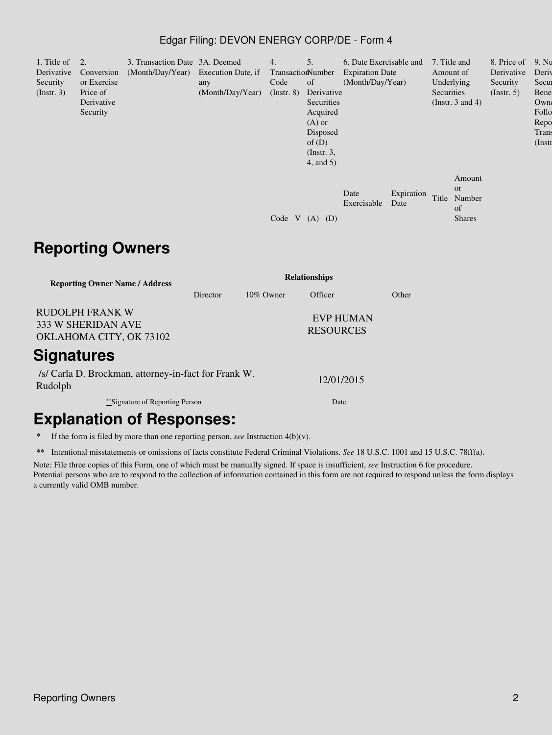Edgar Filing: DEVON ENERGY CORP/DE - Form 4

| 1. Title of Derivative Security (Instr. 3) | 2. Conversion or Exercise Price of Derivative Security | 3. Transaction Date (Month/Day/Year) | 3A. Deemed Execution Date, if any (Month/Day/Year) | 4. Transaction Code (Instr. 8) | | 5. Number of Derivative Securities Acquired (A) or Disposed of (D) (Instr. 3, 4, and 5) | | 6. Date Exercisable and Expiration Date (Month/Day/Year) | | 7. Title and Amount of Underlying Securities (Instr. 3 and 4) | | 8. Price of Derivative Security (Instr. 5) | 9. Nu Deriv Secur Bene Owne Follo Repo Trans (Instr |
|---|---|---|---|---|---|---|---|---|---|---|---|---|---|
| | | | | Code | V | (A) | (D) | Date Exercisable | Expiration Date | Title | Amount or Number of Shares | | |

## Reporting Owners

| Reporting Owner Name / Address | Relationships | | | |
|---|---|---|---|---|
| | Director | 10% Owner | Officer | Other |
| RUDOLPH FRANK W<br>333 W SHERIDAN AVE<br>OKLAHOMA CITY, OK 73102 | | | EVP HUMAN RESOURCES | |

## Signatures

| /s/ Carla D. Brockman, attorney-in-fact for Frank W. Rudolph | 12/01/2015 |
|---|---|
| **Signature of Reporting Person | Date |

## Explanation of Responses:

\* If the form is filed by more than one reporting person, *see* Instruction 4(b)(v).

\*\* Intentional misstatements or omissions of facts constitute Federal Criminal Violations. *See* 18 U.S.C. 1001 and 15 U.S.C. 78ff(a).

Note: File three copies of this Form, one of which must be manually signed. If space is insufficient, *see* Instruction 6 for procedure.
Potential persons who are to respond to the collection of information contained in this form are not required to respond unless the form displays a currently valid OMB number.